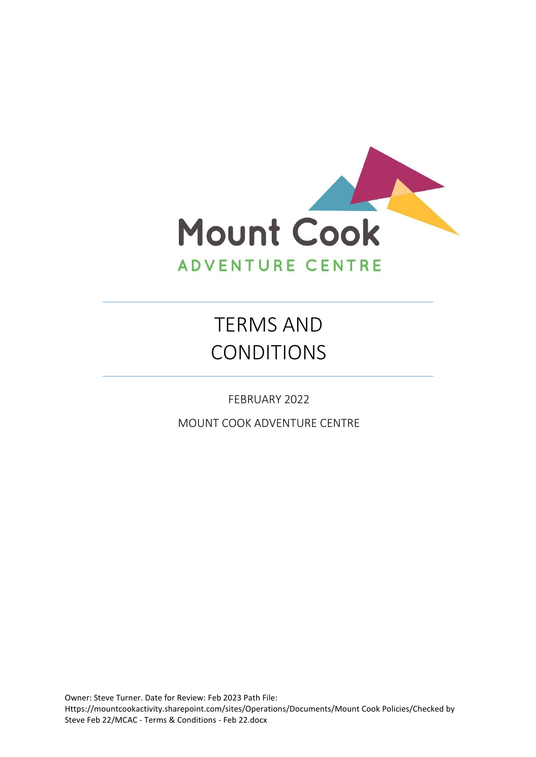Mount Cook

ADVENTURE CENTRE

# TERMS AND CONDITIONS

FEBRUARY 2022

MOUNT COOK ADVENTURE CENTRE

Owner: Steve Turner. Date for Review: Feb 2023 Path File: Https://mountcookactivity.sharepoint.com/sites/Operations/Documents/Mount Cook Policies/Checked by Steve Feb 22/MCAC - Terms & Conditions - Feb 22.docx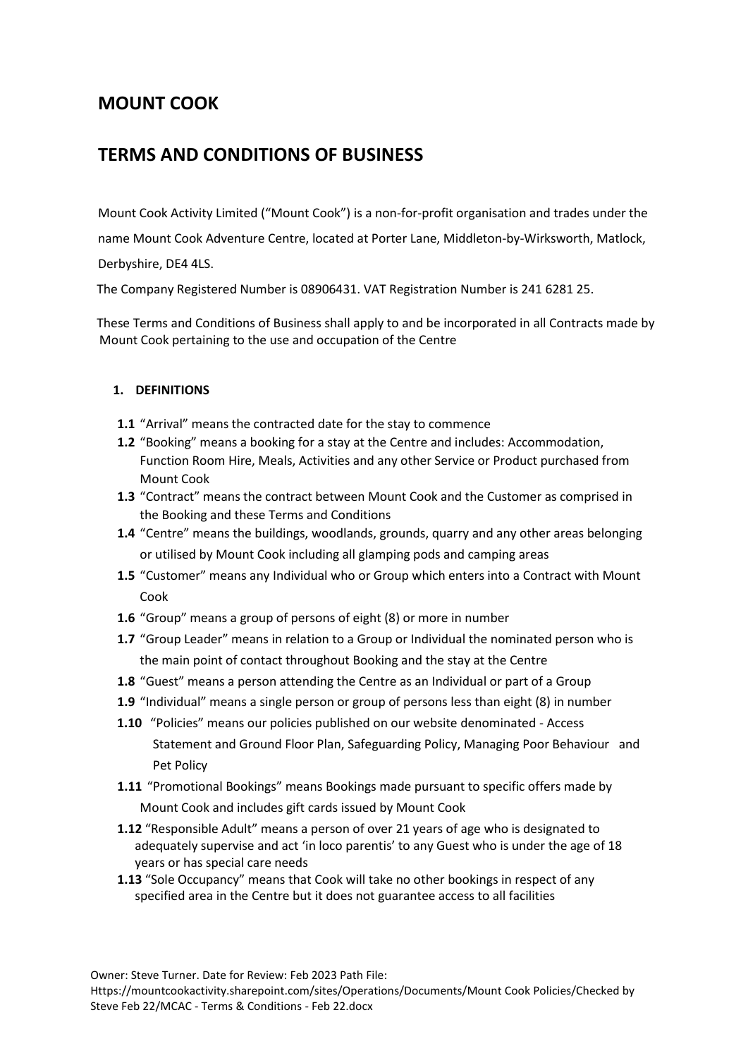# MOUNT COOK

# TERMS AND CONDITIONS OF BUSINESS

Mount Cook Activity Limited ("Mount Cook") is a non-for-profit organisation and trades under the name Mount Cook Adventure Centre, located at Porter Lane, Middleton-by-Wirksworth, Matlock, Derbyshire, DE4 4LS.

The Company Registered Number is 08906431. VAT Registration Number is 241 6281 25.

These Terms and Conditions of Business shall apply to and be incorporated in all Contracts made by Mount Cook pertaining to the use and occupation of the Centre

**1. DEFINITIONS**

**1.1** "Arrival" means the contracted date for the stay to commence

**1.2** "Booking" means a booking for a stay at the Centre and includes: Accommodation, Function Room Hire, Meals, Activities and any other Service or Product purchased from Mount Cook

**1.3** "Contract" means the contract between Mount Cook and the Customer as comprised in the Booking and these Terms and Conditions

**1.4** "Centre" means the buildings, woodlands, grounds, quarry and any other areas belonging or utilised by Mount Cook including all glamping pods and camping areas

**1.5** "Customer" means any Individual who or Group which enters into a Contract with Mount Cook

**1.6** "Group" means a group of persons of eight (8) or more in number

**1.7** "Group Leader" means in relation to a Group or Individual the nominated person who is the main point of contact throughout Booking and the stay at the Centre

**1.8** "Guest" means a person attending the Centre as an Individual or part of a Group

**1.9** "Individual" means a single person or group of persons less than eight (8) in number

**1.10** "Policies" means our policies published on our website denominated - Access Statement and Ground Floor Plan, Safeguarding Policy, Managing Poor Behaviour and Pet Policy

**1.11** "Promotional Bookings" means Bookings made pursuant to specific offers made by Mount Cook and includes gift cards issued by Mount Cook

**1.12** "Responsible Adult" means a person of over 21 years of age who is designated to adequately supervise and act 'in loco parentis' to any Guest who is under the age of 18 years or has special care needs

**1.13** "Sole Occupancy" means that Cook will take no other bookings in respect of any specified area in the Centre but it does not guarantee access to all facilities

Owner: Steve Turner. Date for Review: Feb 2023 Path File: Https://mountcookactivity.sharepoint.com/sites/Operations/Documents/Mount Cook Policies/Checked by Steve Feb 22/MCAC - Terms & Conditions - Feb 22.docx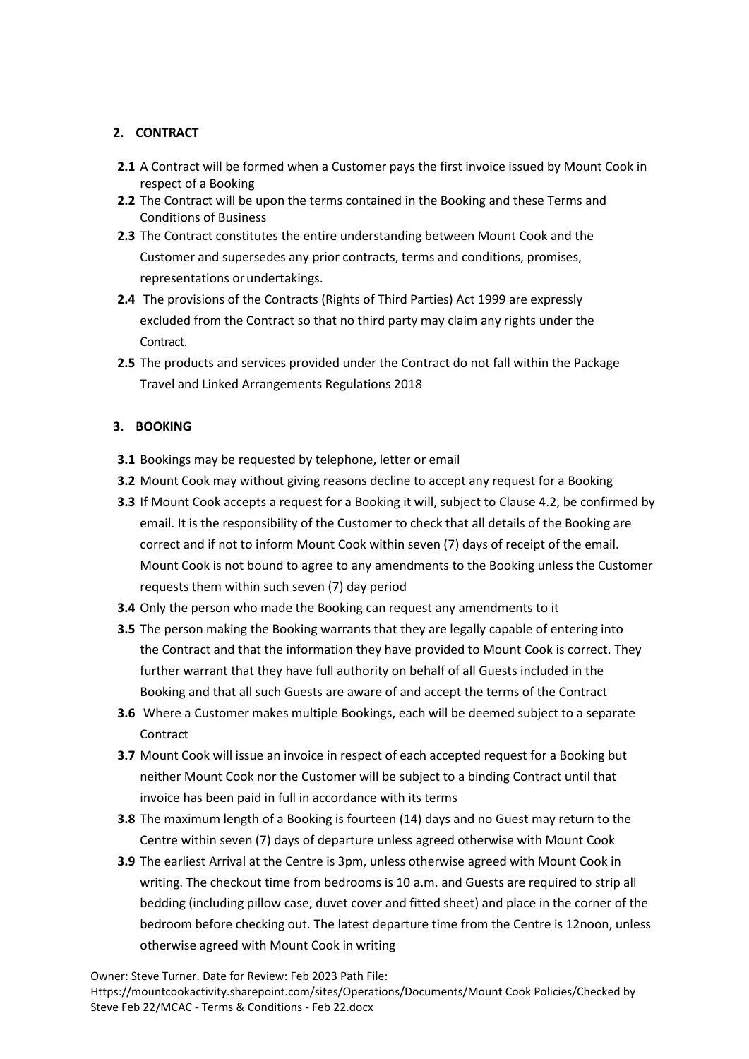## 2. CONTRACT

**2.1** A Contract will be formed when a Customer pays the first invoice issued by Mount Cook in respect of a Booking

**2.2** The Contract will be upon the terms contained in the Booking and these Terms and Conditions of Business

**2.3** The Contract constitutes the entire understanding between Mount Cook and the Customer and supersedes any prior contracts, terms and conditions, promises, representations or undertakings.

**2.4** The provisions of the Contracts (Rights of Third Parties) Act 1999 are expressly excluded from the Contract so that no third party may claim any rights under the Contract.

**2.5** The products and services provided under the Contract do not fall within the Package Travel and Linked Arrangements Regulations 2018

## 3. BOOKING

**3.1** Bookings may be requested by telephone, letter or email

**3.2** Mount Cook may without giving reasons decline to accept any request for a Booking

**3.3** If Mount Cook accepts a request for a Booking it will, subject to Clause 4.2, be confirmed by email. It is the responsibility of the Customer to check that all details of the Booking are correct and if not to inform Mount Cook within seven (7) days of receipt of the email. Mount Cook is not bound to agree to any amendments to the Booking unless the Customer requests them within such seven (7) day period

**3.4** Only the person who made the Booking can request any amendments to it

**3.5** The person making the Booking warrants that they are legally capable of entering into the Contract and that the information they have provided to Mount Cook is correct. They further warrant that they have full authority on behalf of all Guests included in the Booking and that all such Guests are aware of and accept the terms of the Contract

**3.6** Where a Customer makes multiple Bookings, each will be deemed subject to a separate Contract

**3.7** Mount Cook will issue an invoice in respect of each accepted request for a Booking but neither Mount Cook nor the Customer will be subject to a binding Contract until that invoice has been paid in full in accordance with its terms

**3.8** The maximum length of a Booking is fourteen (14) days and no Guest may return to the Centre within seven (7) days of departure unless agreed otherwise with Mount Cook

**3.9** The earliest Arrival at the Centre is 3pm, unless otherwise agreed with Mount Cook in writing. The checkout time from bedrooms is 10 a.m. and Guests are required to strip all bedding (including pillow case, duvet cover and fitted sheet) and place in the corner of the bedroom before checking out. The latest departure time from the Centre is 12noon, unless otherwise agreed with Mount Cook in writing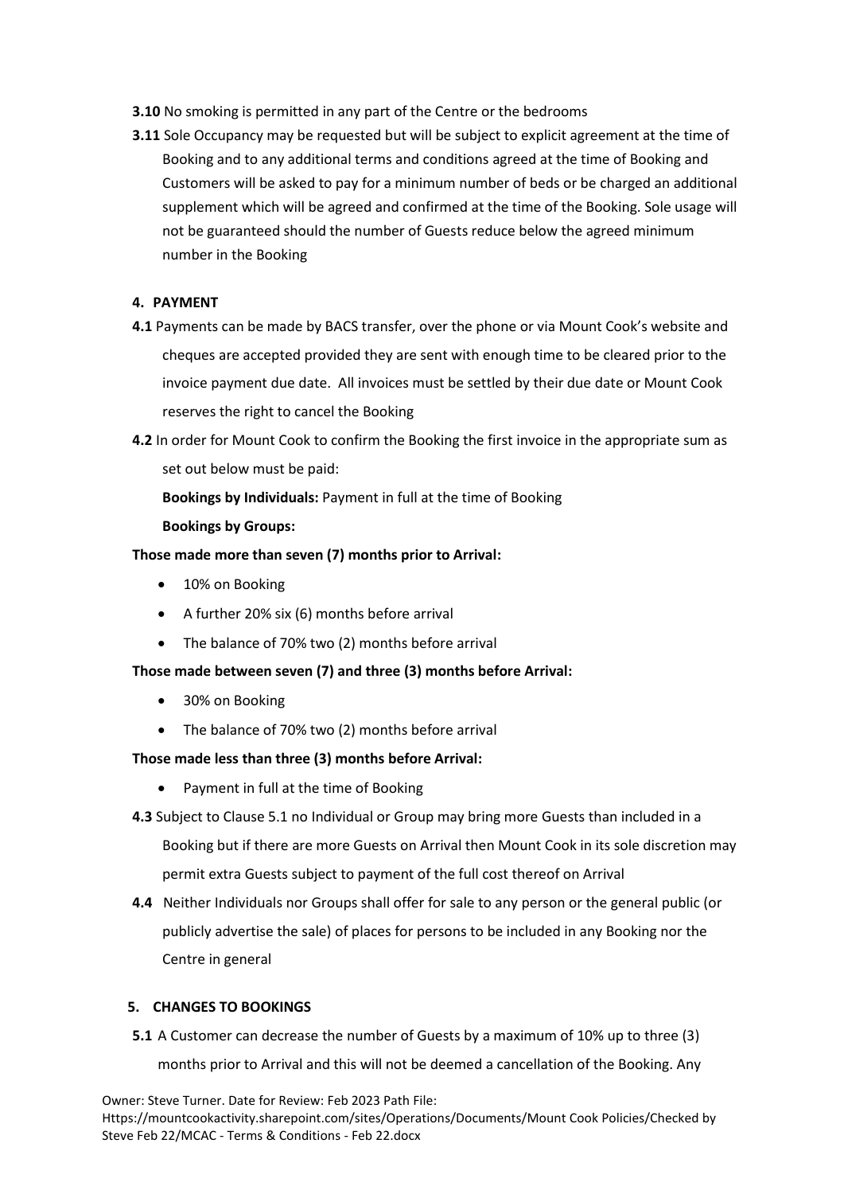**3.10** No smoking is permitted in any part of the Centre or the bedrooms

**3.11** Sole Occupancy may be requested but will be subject to explicit agreement at the time of Booking and to any additional terms and conditions agreed at the time of Booking and Customers will be asked to pay for a minimum number of beds or be charged an additional supplement which will be agreed and confirmed at the time of the Booking. Sole usage will not be guaranteed should the number of Guests reduce below the agreed minimum number in the Booking

## 4. PAYMENT

**4.1** Payments can be made by BACS transfer, over the phone or via Mount Cook's website and cheques are accepted provided they are sent with enough time to be cleared prior to the invoice payment due date. All invoices must be settled by their due date or Mount Cook reserves the right to cancel the Booking

**4.2** In order for Mount Cook to confirm the Booking the first invoice in the appropriate sum as set out below must be paid:

**Bookings by Individuals:** Payment in full at the time of Booking

**Bookings by Groups:**

**Those made more than seven (7) months prior to Arrival:**

- 10% on Booking
- A further 20% six (6) months before arrival
- The balance of 70% two (2) months before arrival

**Those made between seven (7) and three (3) months before Arrival:**

- 30% on Booking
- The balance of 70% two (2) months before arrival

**Those made less than three (3) months before Arrival:**

- Payment in full at the time of Booking

**4.3** Subject to Clause 5.1 no Individual or Group may bring more Guests than included in a Booking but if there are more Guests on Arrival then Mount Cook in its sole discretion may permit extra Guests subject to payment of the full cost thereof on Arrival

**4.4** Neither Individuals nor Groups shall offer for sale to any person or the general public (or publicly advertise the sale) of places for persons to be included in any Booking nor the Centre in general

## 5. CHANGES TO BOOKINGS

**5.1** A Customer can decrease the number of Guests by a maximum of 10% up to three (3) months prior to Arrival and this will not be deemed a cancellation of the Booking. Any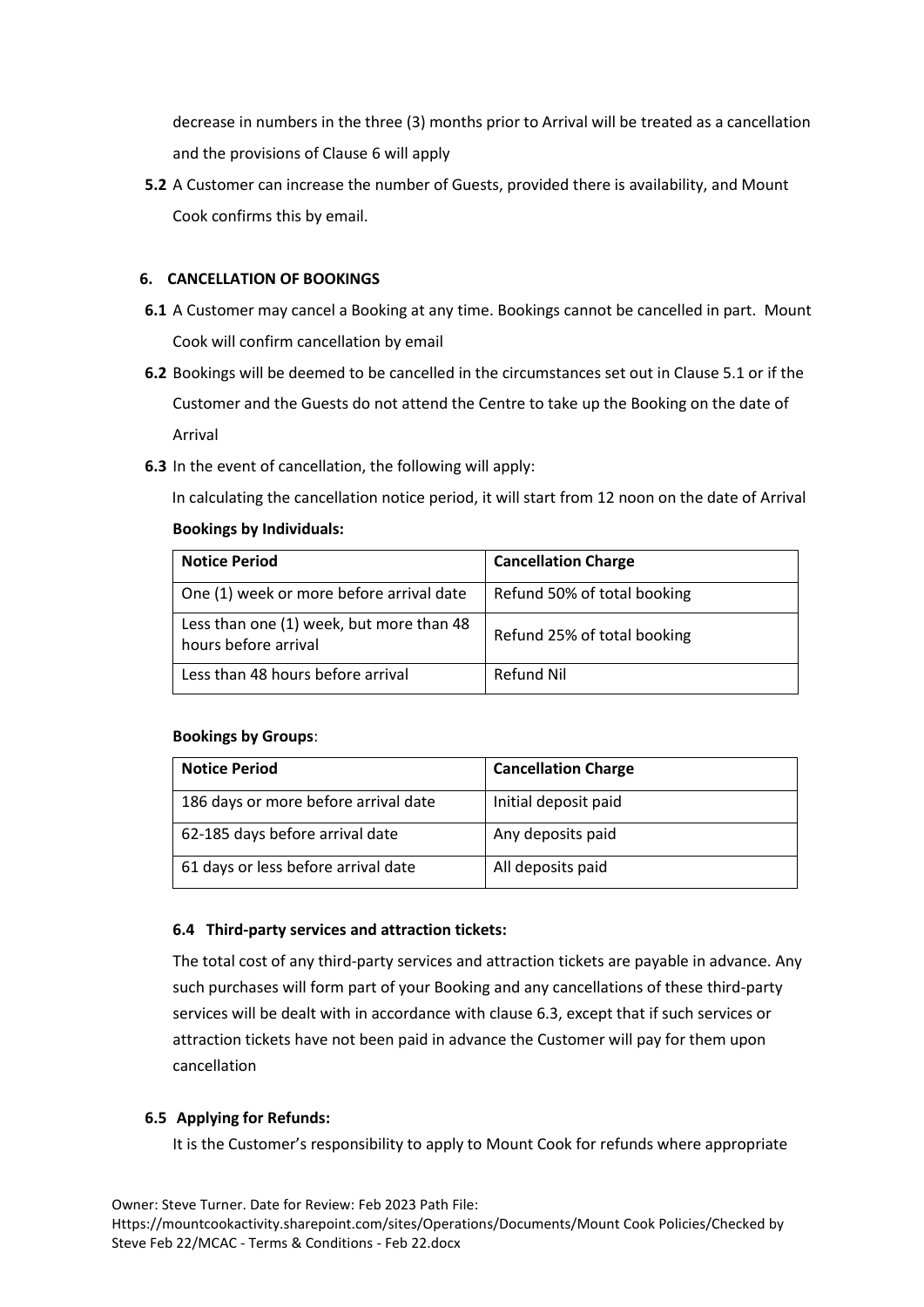decrease in numbers in the three (3) months prior to Arrival will be treated as a cancellation and the provisions of Clause 6 will apply

**5.2** A Customer can increase the number of Guests, provided there is availability, and Mount Cook confirms this by email.

## 6. CANCELLATION OF BOOKINGS

**6.1** A Customer may cancel a Booking at any time. Bookings cannot be cancelled in part. Mount Cook will confirm cancellation by email

**6.2** Bookings will be deemed to be cancelled in the circumstances set out in Clause 5.1 or if the Customer and the Guests do not attend the Centre to take up the Booking on the date of Arrival

**6.3** In the event of cancellation, the following will apply:

In calculating the cancellation notice period, it will start from 12 noon on the date of Arrival

**Bookings by Individuals:**

| Notice Period | Cancellation Charge |
|---|---|
| One (1) week or more before arrival date | Refund 50% of total booking |
| Less than one (1) week, but more than 48 hours before arrival | Refund 25% of total booking |
| Less than 48 hours before arrival | Refund Nil |

**Bookings by Groups**:

| Notice Period | Cancellation Charge |
|---|---|
| 186 days or more before arrival date | Initial deposit paid |
| 62-185 days before arrival date | Any deposits paid |
| 61 days or less before arrival date | All deposits paid |

**6.4 Third-party services and attraction tickets:**

The total cost of any third-party services and attraction tickets are payable in advance. Any such purchases will form part of your Booking and any cancellations of these third-party services will be dealt with in accordance with clause 6.3, except that if such services or attraction tickets have not been paid in advance the Customer will pay for them upon cancellation

**6.5 Applying for Refunds:**

It is the Customer's responsibility to apply to Mount Cook for refunds where appropriate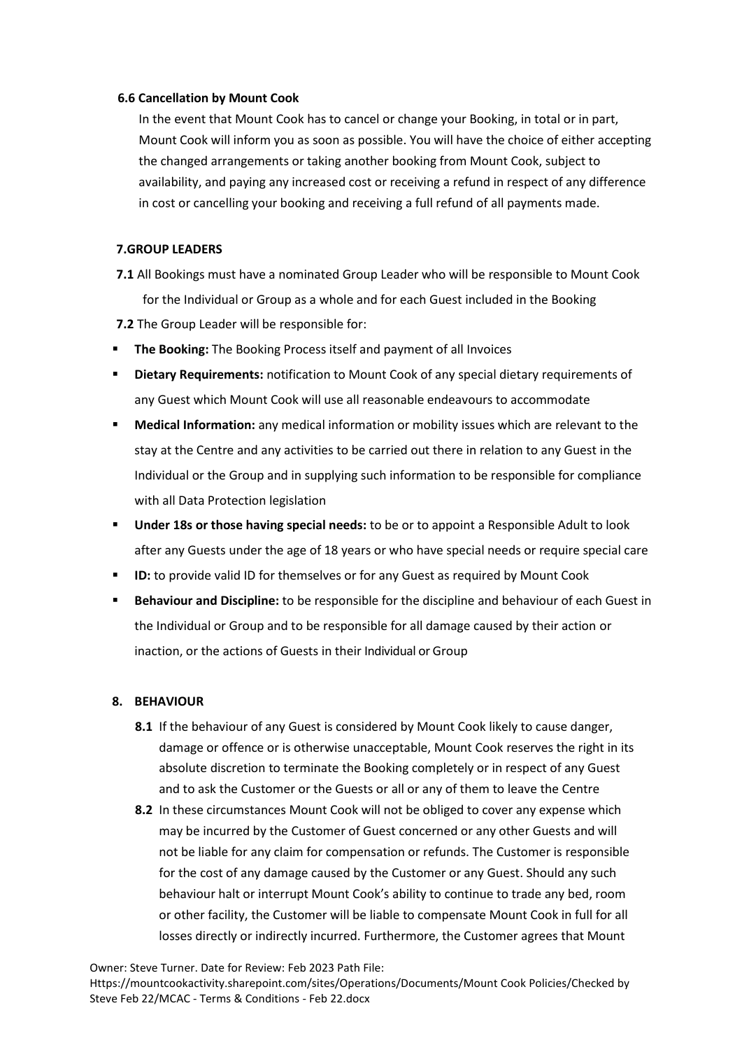**6.6 Cancellation by Mount Cook**

In the event that Mount Cook has to cancel or change your Booking, in total or in part, Mount Cook will inform you as soon as possible. You will have the choice of either accepting the changed arrangements or taking another booking from Mount Cook, subject to availability, and paying any increased cost or receiving a refund in respect of any difference in cost or cancelling your booking and receiving a full refund of all payments made.

**7.GROUP LEADERS**

**7.1** All Bookings must have a nominated Group Leader who will be responsible to Mount Cook for the Individual or Group as a whole and for each Guest included in the Booking

**7.2** The Group Leader will be responsible for:

- **The Booking:** The Booking Process itself and payment of all Invoices
- **Dietary Requirements:** notification to Mount Cook of any special dietary requirements of any Guest which Mount Cook will use all reasonable endeavours to accommodate
- **Medical Information:** any medical information or mobility issues which are relevant to the stay at the Centre and any activities to be carried out there in relation to any Guest in the Individual or the Group and in supplying such information to be responsible for compliance with all Data Protection legislation
- **Under 18s or those having special needs:** to be or to appoint a Responsible Adult to look after any Guests under the age of 18 years or who have special needs or require special care
- **ID:** to provide valid ID for themselves or for any Guest as required by Mount Cook
- **Behaviour and Discipline:** to be responsible for the discipline and behaviour of each Guest in the Individual or Group and to be responsible for all damage caused by their action or inaction, or the actions of Guests in their Individual or Group

**8. BEHAVIOUR**

**8.1** If the behaviour of any Guest is considered by Mount Cook likely to cause danger, damage or offence or is otherwise unacceptable, Mount Cook reserves the right in its absolute discretion to terminate the Booking completely or in respect of any Guest and to ask the Customer or the Guests or all or any of them to leave the Centre

**8.2** In these circumstances Mount Cook will not be obliged to cover any expense which may be incurred by the Customer of Guest concerned or any other Guests and will not be liable for any claim for compensation or refunds. The Customer is responsible for the cost of any damage caused by the Customer or any Guest. Should any such behaviour halt or interrupt Mount Cook's ability to continue to trade any bed, room or other facility, the Customer will be liable to compensate Mount Cook in full for all losses directly or indirectly incurred. Furthermore, the Customer agrees that Mount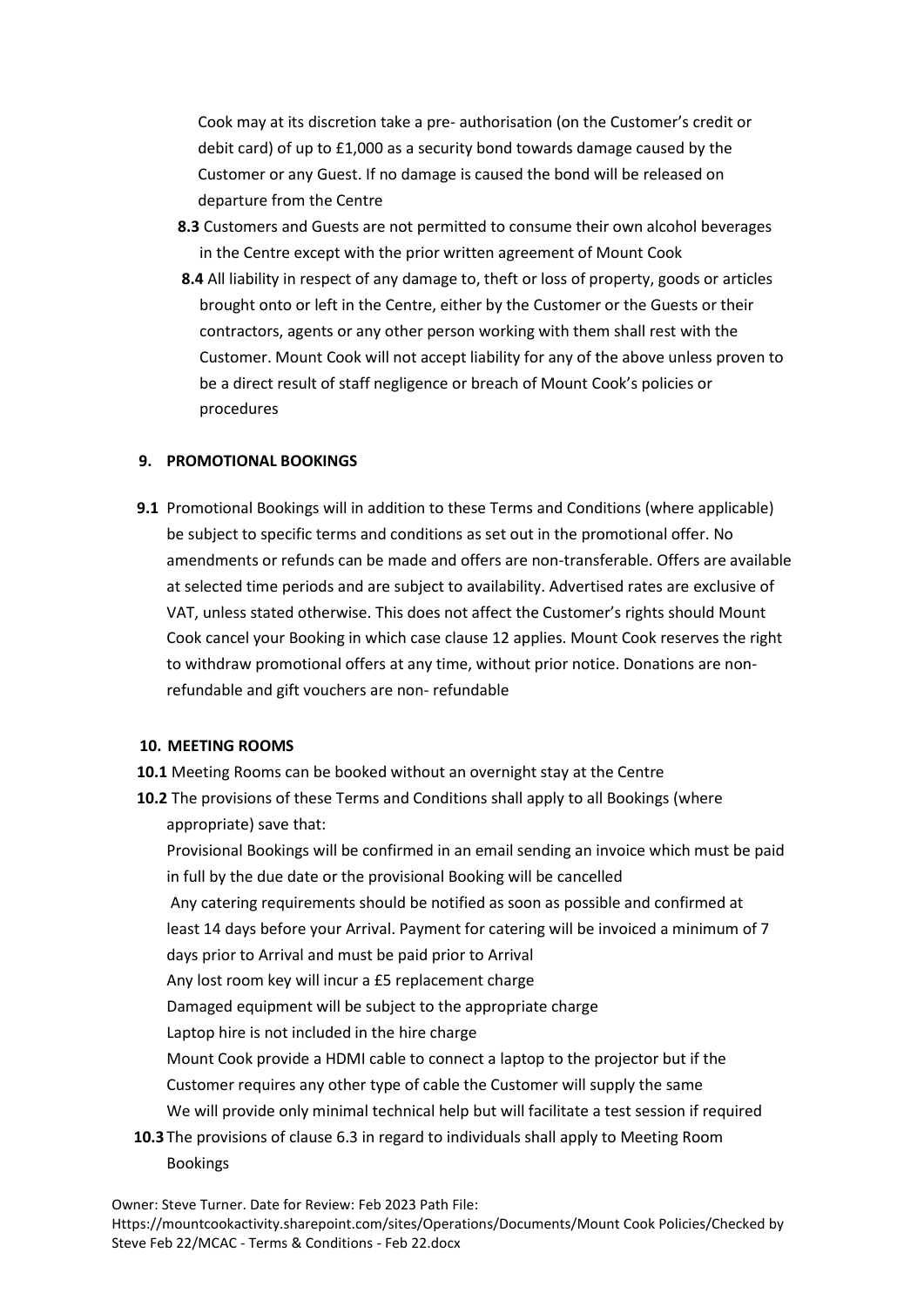Cook may at its discretion take a pre- authorisation (on the Customer's credit or debit card) of up to £1,000 as a security bond towards damage caused by the Customer or any Guest. If no damage is caused the bond will be released on departure from the Centre

**8.3** Customers and Guests are not permitted to consume their own alcohol beverages in the Centre except with the prior written agreement of Mount Cook

**8.4** All liability in respect of any damage to, theft or loss of property, goods or articles brought onto or left in the Centre, either by the Customer or the Guests or their contractors, agents or any other person working with them shall rest with the Customer. Mount Cook will not accept liability for any of the above unless proven to be a direct result of staff negligence or breach of Mount Cook's policies or procedures

## 9. PROMOTIONAL BOOKINGS

**9.1** Promotional Bookings will in addition to these Terms and Conditions (where applicable) be subject to specific terms and conditions as set out in the promotional offer. No amendments or refunds can be made and offers are non-transferable. Offers are available at selected time periods and are subject to availability. Advertised rates are exclusive of VAT, unless stated otherwise. This does not affect the Customer's rights should Mount Cook cancel your Booking in which case clause 12 applies. Mount Cook reserves the right to withdraw promotional offers at any time, without prior notice. Donations are non-refundable and gift vouchers are non- refundable

## 10. MEETING ROOMS

**10.1** Meeting Rooms can be booked without an overnight stay at the Centre

**10.2** The provisions of these Terms and Conditions shall apply to all Bookings (where appropriate) save that:

Provisional Bookings will be confirmed in an email sending an invoice which must be paid in full by the due date or the provisional Booking will be cancelled

Any catering requirements should be notified as soon as possible and confirmed at least 14 days before your Arrival. Payment for catering will be invoiced a minimum of 7 days prior to Arrival and must be paid prior to Arrival

Any lost room key will incur a £5 replacement charge

Damaged equipment will be subject to the appropriate charge

Laptop hire is not included in the hire charge

Mount Cook provide a HDMI cable to connect a laptop to the projector but if the Customer requires any other type of cable the Customer will supply the same

We will provide only minimal technical help but will facilitate a test session if required

**10.3** The provisions of clause 6.3 in regard to individuals shall apply to Meeting Room Bookings

Owner: Steve Turner. Date for Review: Feb 2023 Path File: Https://mountcookactivity.sharepoint.com/sites/Operations/Documents/Mount Cook Policies/Checked by Steve Feb 22/MCAC - Terms & Conditions - Feb 22.docx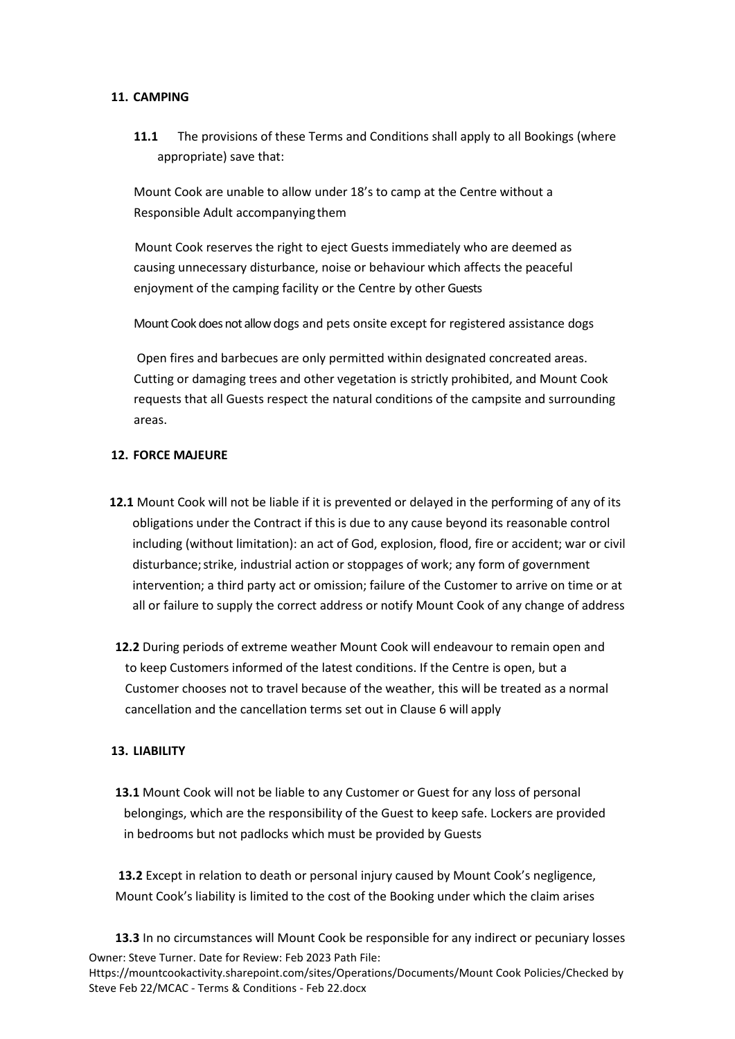## 11. CAMPING

**11.1** The provisions of these Terms and Conditions shall apply to all Bookings (where appropriate) save that:

Mount Cook are unable to allow under 18's to camp at the Centre without a Responsible Adult accompanying them

Mount Cook reserves the right to eject Guests immediately who are deemed as causing unnecessary disturbance, noise or behaviour which affects the peaceful enjoyment of the camping facility or the Centre by other Guests

Mount Cook does not allow dogs and pets onsite except for registered assistance dogs

Open fires and barbecues are only permitted within designated concreated areas. Cutting or damaging trees and other vegetation is strictly prohibited, and Mount Cook requests that all Guests respect the natural conditions of the campsite and surrounding areas.

## 12. FORCE MAJEURE

**12.1** Mount Cook will not be liable if it is prevented or delayed in the performing of any of its obligations under the Contract if this is due to any cause beyond its reasonable control including (without limitation): an act of God, explosion, flood, fire or accident; war or civil disturbance; strike, industrial action or stoppages of work; any form of government intervention; a third party act or omission; failure of the Customer to arrive on time or at all or failure to supply the correct address or notify Mount Cook of any change of address

**12.2** During periods of extreme weather Mount Cook will endeavour to remain open and to keep Customers informed of the latest conditions. If the Centre is open, but a Customer chooses not to travel because of the weather, this will be treated as a normal cancellation and the cancellation terms set out in Clause 6 will apply

## 13. LIABILITY

**13.1** Mount Cook will not be liable to any Customer or Guest for any loss of personal belongings, which are the responsibility of the Guest to keep safe. Lockers are provided in bedrooms but not padlocks which must be provided by Guests

**13.2** Except in relation to death or personal injury caused by Mount Cook's negligence, Mount Cook's liability is limited to the cost of the Booking under which the claim arises

**13.3** In no circumstances will Mount Cook be responsible for any indirect or pecuniary losses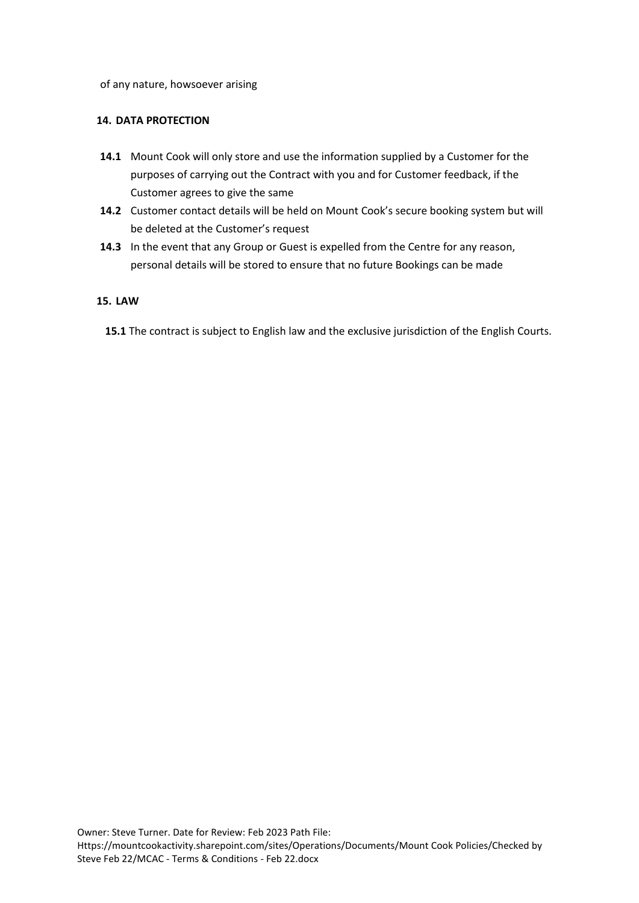of any nature, howsoever arising

## 14. DATA PROTECTION

**14.1** Mount Cook will only store and use the information supplied by a Customer for the purposes of carrying out the Contract with you and for Customer feedback, if the Customer agrees to give the same

**14.2** Customer contact details will be held on Mount Cook's secure booking system but will be deleted at the Customer's request

**14.3** In the event that any Group or Guest is expelled from the Centre for any reason, personal details will be stored to ensure that no future Bookings can be made

## 15. LAW

**15.1** The contract is subject to English law and the exclusive jurisdiction of the English Courts.